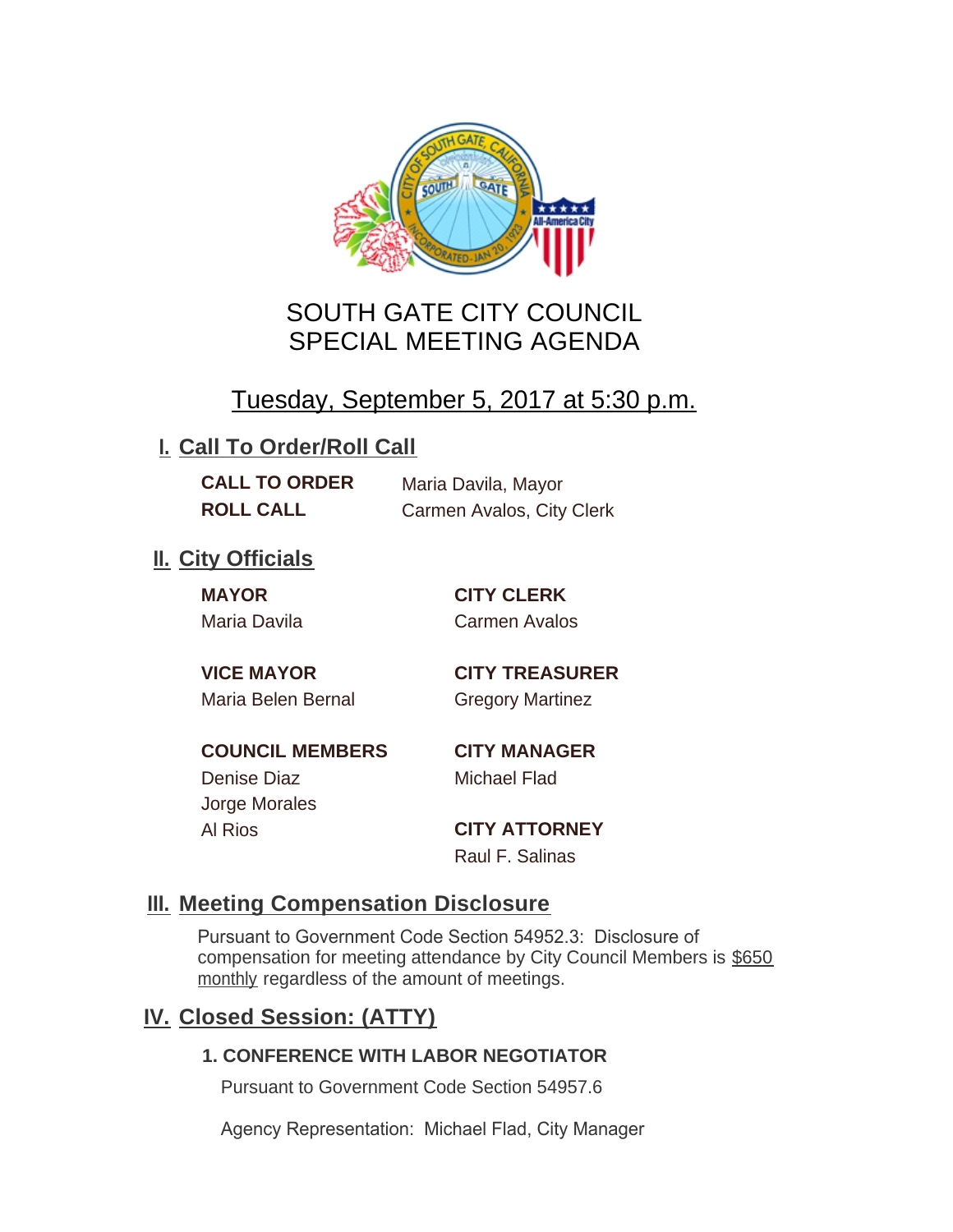# SOUTH GATE CITY COUNCIL
# SPECIAL MEETING AGENDA

## Tuesday, September 5, 2017 at 5:30 p.m.

## I. Call To Order/Roll Call

**CALL TO ORDER** Maria Davila, Mayor

**ROLL CALL** Carmen Avalos, City Clerk

## II. City Officials

**MAYOR**
Maria Davila

**VICE MAYOR**
Maria Belen Bernal

**COUNCIL MEMBERS**
Denise Diaz
Jorge Morales
Al Rios

**CITY CLERK**
Carmen Avalos

**CITY TREASURER**
Gregory Martinez

**CITY MANAGER**
Michael Flad

**CITY ATTORNEY**
Raul F. Salinas

## III. Meeting Compensation Disclosure

Pursuant to Government Code Section 54952.3: Disclosure of compensation for meeting attendance by City Council Members is $650 monthly regardless of the amount of meetings.

## IV. Closed Session: (ATTY)

### 1. CONFERENCE WITH LABOR NEGOTIATOR

Pursuant to Government Code Section 54957.6

Agency Representation: Michael Flad, City Manager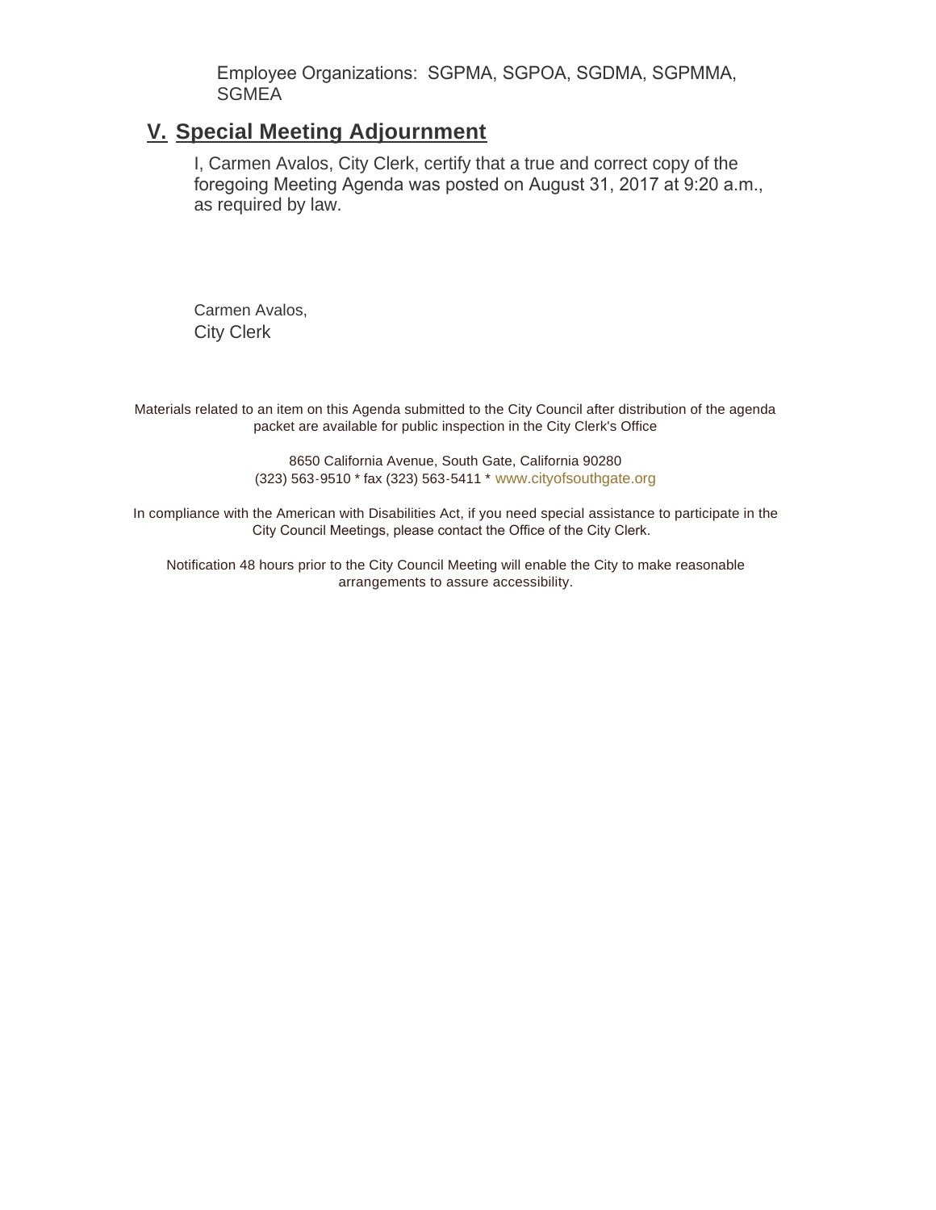Employee Organizations: SGPMA, SGPOA, SGDMA, SGPMMA, SGMEA

## V. Special Meeting Adjournment

I, Carmen Avalos, City Clerk, certify that a true and correct copy of the foregoing Meeting Agenda was posted on August 31, 2017 at 9:20 a.m., as required by law.

Carmen Avalos,
City Clerk

Materials related to an item on this Agenda submitted to the City Council after distribution of the agenda packet are available for public inspection in the City Clerk's Office

8650 California Avenue, South Gate, California 90280
(323) 563-9510 * fax (323) 563-5411 * www.cityofsouthgate.org

In compliance with the American with Disabilities Act, if you need special assistance to participate in the City Council Meetings, please contact the Office of the City Clerk.

Notification 48 hours prior to the City Council Meeting will enable the City to make reasonable arrangements to assure accessibility.